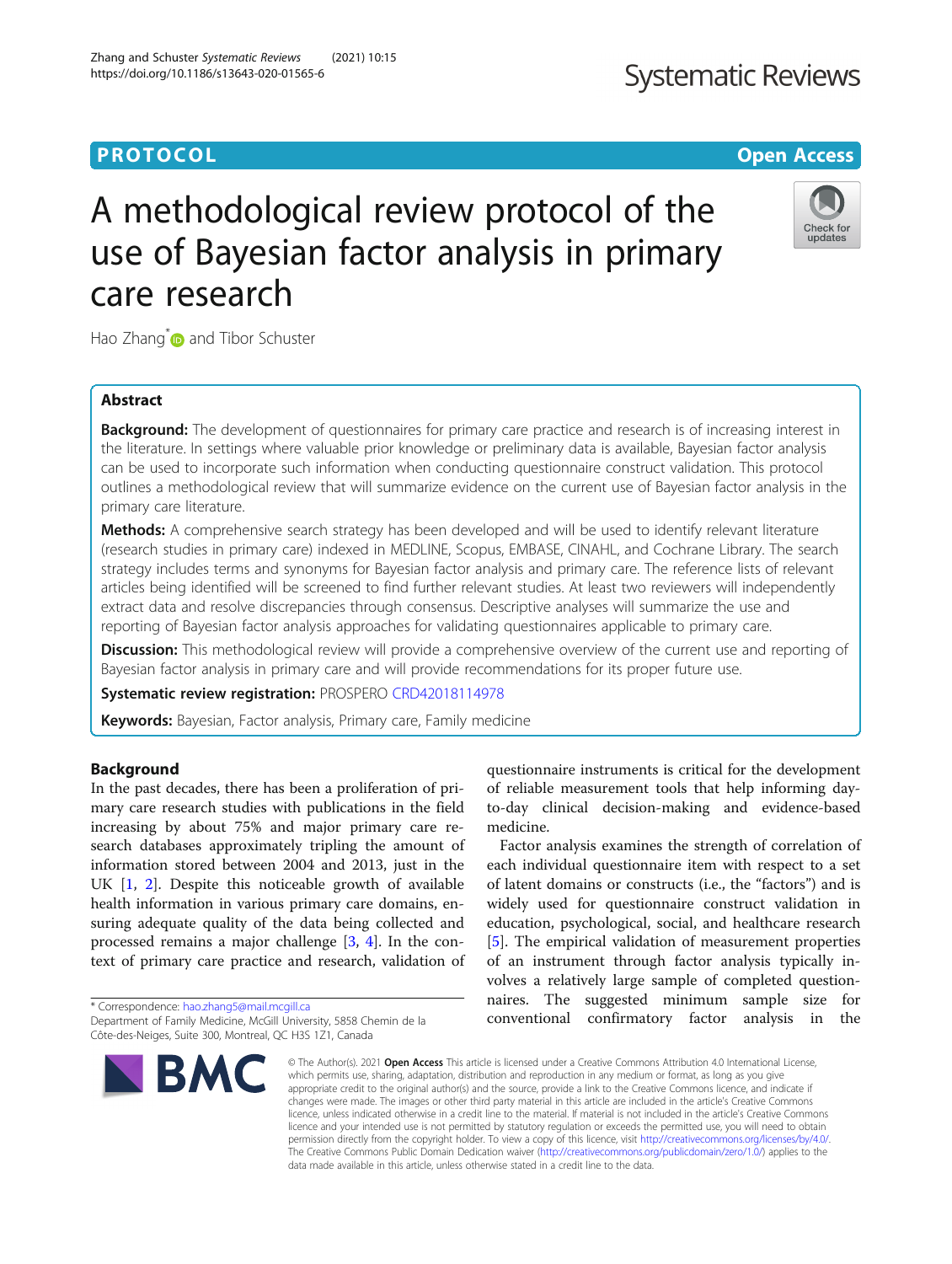PROTOCOL

Open Access

# A methodological review protocol of the use of Bayesian factor analysis in primary care research

Hao Zhang* and Tibor Schuster

## Abstract

**Background:** The development of questionnaires for primary care practice and research is of increasing interest in the literature. In settings where valuable prior knowledge or preliminary data is available, Bayesian factor analysis can be used to incorporate such information when conducting questionnaire construct validation. This protocol outlines a methodological review that will summarize evidence on the current use of Bayesian factor analysis in the primary care literature.

**Methods:** A comprehensive search strategy has been developed and will be used to identify relevant literature (research studies in primary care) indexed in MEDLINE, Scopus, EMBASE, CINAHL, and Cochrane Library. The search strategy includes terms and synonyms for Bayesian factor analysis and primary care. The reference lists of relevant articles being identified will be screened to find further relevant studies. At least two reviewers will independently extract data and resolve discrepancies through consensus. Descriptive analyses will summarize the use and reporting of Bayesian factor analysis approaches for validating questionnaires applicable to primary care.

**Discussion:** This methodological review will provide a comprehensive overview of the current use and reporting of Bayesian factor analysis in primary care and will provide recommendations for its proper future use.

**Systematic review registration:** PROSPERO CRD42018114978

**Keywords:** Bayesian, Factor analysis, Primary care, Family medicine

## Background

In the past decades, there has been a proliferation of primary care research studies with publications in the field increasing by about 75% and major primary care research databases approximately tripling the amount of information stored between 2004 and 2013, just in the UK [1, 2]. Despite this noticeable growth of available health information in various primary care domains, ensuring adequate quality of the data being collected and processed remains a major challenge [3, 4]. In the context of primary care practice and research, validation of questionnaire instruments is critical for the development of reliable measurement tools that help informing day-to-day clinical decision-making and evidence-based medicine.

Factor analysis examines the strength of correlation of each individual questionnaire item with respect to a set of latent domains or constructs (i.e., the "factors") and is widely used for questionnaire construct validation in education, psychological, social, and healthcare research [5]. The empirical validation of measurement properties of an instrument through factor analysis typically involves a relatively large sample of completed questionnaires. The suggested minimum sample size for conventional confirmatory factor analysis in the

* Correspondence: hao.zhang5@mail.mcgill.ca
Department of Family Medicine, McGill University, 5858 Chemin de la Côte-des-Neiges, Suite 300, Montreal, QC H3S 1Z1, Canada

© The Author(s). 2021 **Open Access** This article is licensed under a Creative Commons Attribution 4.0 International License, which permits use, sharing, adaptation, distribution and reproduction in any medium or format, as long as you give appropriate credit to the original author(s) and the source, provide a link to the Creative Commons licence, and indicate if changes were made. The images or other third party material in this article are included in the article's Creative Commons licence, unless indicated otherwise in a credit line to the material. If material is not included in the article's Creative Commons licence and your intended use is not permitted by statutory regulation or exceeds the permitted use, you will need to obtain permission directly from the copyright holder. To view a copy of this licence, visit http://creativecommons.org/licenses/by/4.0/. The Creative Commons Public Domain Dedication waiver (http://creativecommons.org/publicdomain/zero/1.0/) applies to the data made available in this article, unless otherwise stated in a credit line to the data.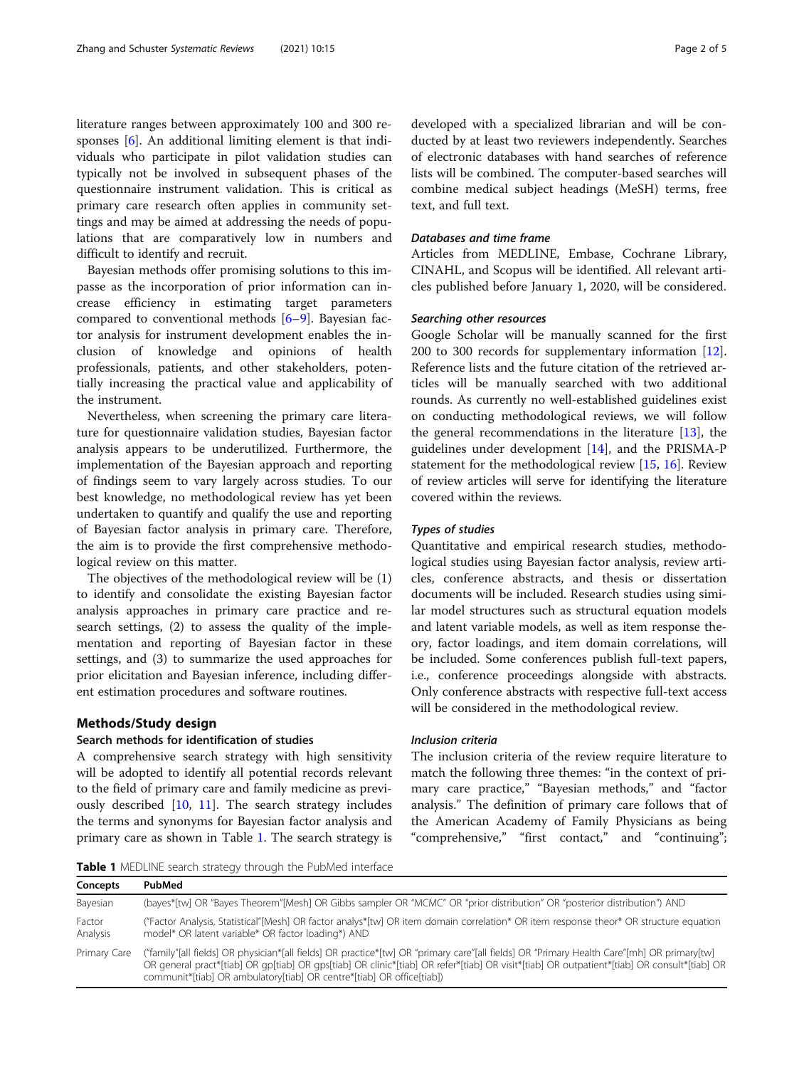literature ranges between approximately 100 and 300 responses [6]. An additional limiting element is that individuals who participate in pilot validation studies can typically not be involved in subsequent phases of the questionnaire instrument validation. This is critical as primary care research often applies in community settings and may be aimed at addressing the needs of populations that are comparatively low in numbers and difficult to identify and recruit.

Bayesian methods offer promising solutions to this impasse as the incorporation of prior information can increase efficiency in estimating target parameters compared to conventional methods [6–9]. Bayesian factor analysis for instrument development enables the inclusion of knowledge and opinions of health professionals, patients, and other stakeholders, potentially increasing the practical value and applicability of the instrument.

Nevertheless, when screening the primary care literature for questionnaire validation studies, Bayesian factor analysis appears to be underutilized. Furthermore, the implementation of the Bayesian approach and reporting of findings seem to vary largely across studies. To our best knowledge, no methodological review has yet been undertaken to quantify and qualify the use and reporting of Bayesian factor analysis in primary care. Therefore, the aim is to provide the first comprehensive methodological review on this matter.

The objectives of the methodological review will be (1) to identify and consolidate the existing Bayesian factor analysis approaches in primary care practice and research settings, (2) to assess the quality of the implementation and reporting of Bayesian factor in these settings, and (3) to summarize the used approaches for prior elicitation and Bayesian inference, including different estimation procedures and software routines.

## Methods/Study design

### Search methods for identification of studies

A comprehensive search strategy with high sensitivity will be adopted to identify all potential records relevant to the field of primary care and family medicine as previously described [10, 11]. The search strategy includes the terms and synonyms for Bayesian factor analysis and primary care as shown in Table 1. The search strategy is developed with a specialized librarian and will be conducted by at least two reviewers independently. Searches of electronic databases with hand searches of reference lists will be combined. The computer-based searches will combine medical subject headings (MeSH) terms, free text, and full text.

#### *Databases and time frame*

Articles from MEDLINE, Embase, Cochrane Library, CINAHL, and Scopus will be identified. All relevant articles published before January 1, 2020, will be considered.

#### *Searching other resources*

Google Scholar will be manually scanned for the first 200 to 300 records for supplementary information [12]. Reference lists and the future citation of the retrieved articles will be manually searched with two additional rounds. As currently no well-established guidelines exist on conducting methodological reviews, we will follow the general recommendations in the literature [13], the guidelines under development [14], and the PRISMA-P statement for the methodological review [15, 16]. Review of review articles will serve for identifying the literature covered within the reviews.

#### *Types of studies*

Quantitative and empirical research studies, methodological studies using Bayesian factor analysis, review articles, conference abstracts, and thesis or dissertation documents will be included. Research studies using similar model structures such as structural equation models and latent variable models, as well as item response theory, factor loadings, and item domain correlations, will be included. Some conferences publish full-text papers, i.e., conference proceedings alongside with abstracts. Only conference abstracts with respective full-text access will be considered in the methodological review.

#### *Inclusion criteria*

The inclusion criteria of the review require literature to match the following three themes: "in the context of primary care practice," "Bayesian methods," and "factor analysis." The definition of primary care follows that of the American Academy of Family Physicians as being "comprehensive," "first contact," and "continuing";

**Table 1** MEDLINE search strategy through the PubMed interface

| Concepts | PubMed |
|---|---|
| Bayesian | (bayes*[tw] OR "Bayes Theorem"[Mesh] OR Gibbs sampler OR "MCMC" OR "prior distribution" OR "posterior distribution") AND |
| Factor Analysis | ("Factor Analysis, Statistical"[Mesh] OR factor analys*[tw] OR item domain correlation* OR item response theor* OR structure equation model* OR latent variable* OR factor loading*) AND |
| Primary Care | ("family"[all fields] OR physician*[all fields] OR practice*[tw] OR "primary care"[all fields] OR "Primary Health Care"[mh] OR primary[tw] OR general pract*[tiab] OR gp[tiab] OR gps[tiab] OR clinic*[tiab] OR refer*[tiab] OR visit*[tiab] OR outpatient*[tiab] OR consult*[tiab] OR communit*[tiab] OR ambulatory[tiab] OR centre*[tiab] OR office[tiab]) |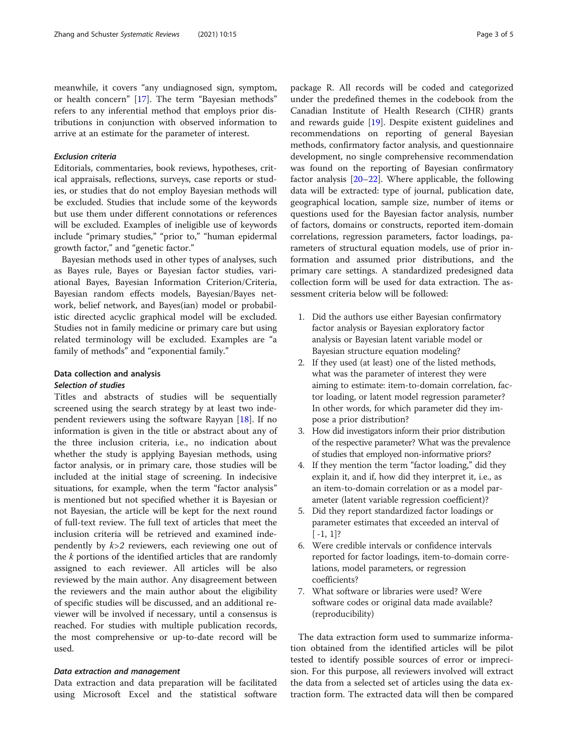meanwhile, it covers "any undiagnosed sign, symptom, or health concern" [17]. The term "Bayesian methods" refers to any inferential method that employs prior distributions in conjunction with observed information to arrive at an estimate for the parameter of interest.

#### *Exclusion criteria*

Editorials, commentaries, book reviews, hypotheses, critical appraisals, reflections, surveys, case reports or studies, or studies that do not employ Bayesian methods will be excluded. Studies that include some of the keywords but use them under different connotations or references will be excluded. Examples of ineligible use of keywords include "primary studies," "prior to," "human epidermal growth factor," and "genetic factor."

Bayesian methods used in other types of analyses, such as Bayes rule, Bayes or Bayesian factor studies, variational Bayes, Bayesian Information Criterion/Criteria, Bayesian random effects models, Bayesian/Bayes network, belief network, and Bayes(ian) model or probabilistic directed acyclic graphical model will be excluded. Studies not in family medicine or primary care but using related terminology will be excluded. Examples are "a family of methods" and "exponential family."

### Data collection and analysis

#### *Selection of studies*

Titles and abstracts of studies will be sequentially screened using the search strategy by at least two independent reviewers using the software Rayyan [18]. If no information is given in the title or abstract about any of the three inclusion criteria, i.e., no indication about whether the study is applying Bayesian methods, using factor analysis, or in primary care, those studies will be included at the initial stage of screening. In indecisive situations, for example, when the term "factor analysis" is mentioned but not specified whether it is Bayesian or not Bayesian, the article will be kept for the next round of full-text review. The full text of articles that meet the inclusion criteria will be retrieved and examined independently by $k>2$ reviewers, each reviewing one out of the $k$ portions of the identified articles that are randomly assigned to each reviewer. All articles will be also reviewed by the main author. Any disagreement between the reviewers and the main author about the eligibility of specific studies will be discussed, and an additional reviewer will be involved if necessary, until a consensus is reached. For studies with multiple publication records, the most comprehensive or up-to-date record will be used.

#### *Data extraction and management*

Data extraction and data preparation will be facilitated using Microsoft Excel and the statistical software package R. All records will be coded and categorized under the predefined themes in the codebook from the Canadian Institute of Health Research (CIHR) grants and rewards guide [19]. Despite existent guidelines and recommendations on reporting of general Bayesian methods, confirmatory factor analysis, and questionnaire development, no single comprehensive recommendation was found on the reporting of Bayesian confirmatory factor analysis [20–22]. Where applicable, the following data will be extracted: type of journal, publication date, geographical location, sample size, number of items or questions used for the Bayesian factor analysis, number of factors, domains or constructs, reported item-domain correlations, regression parameters, factor loadings, parameters of structural equation models, use of prior information and assumed prior distributions, and the primary care settings. A standardized predesigned data collection form will be used for data extraction. The assessment criteria below will be followed:

1. Did the authors use either Bayesian confirmatory factor analysis or Bayesian exploratory factor analysis or Bayesian latent variable model or Bayesian structure equation modeling?
2. If they used (at least) one of the listed methods, what was the parameter of interest they were aiming to estimate: item-to-domain correlation, factor loading, or latent model regression parameter? In other words, for which parameter did they impose a prior distribution?
3. How did investigators inform their prior distribution of the respective parameter? What was the prevalence of studies that employed non-informative priors?
4. If they mention the term "factor loading," did they explain it, and if, how did they interpret it, i.e., as an item-to-domain correlation or as a model parameter (latent variable regression coefficient)?
5. Did they report standardized factor loadings or parameter estimates that exceeded an interval of [ -1, 1]?
6. Were credible intervals or confidence intervals reported for factor loadings, item-to-domain correlations, model parameters, or regression coefficients?
7. What software or libraries were used? Were software codes or original data made available? (reproducibility)

The data extraction form used to summarize information obtained from the identified articles will be pilot tested to identify possible sources of error or imprecision. For this purpose, all reviewers involved will extract the data from a selected set of articles using the data extraction form. The extracted data will then be compared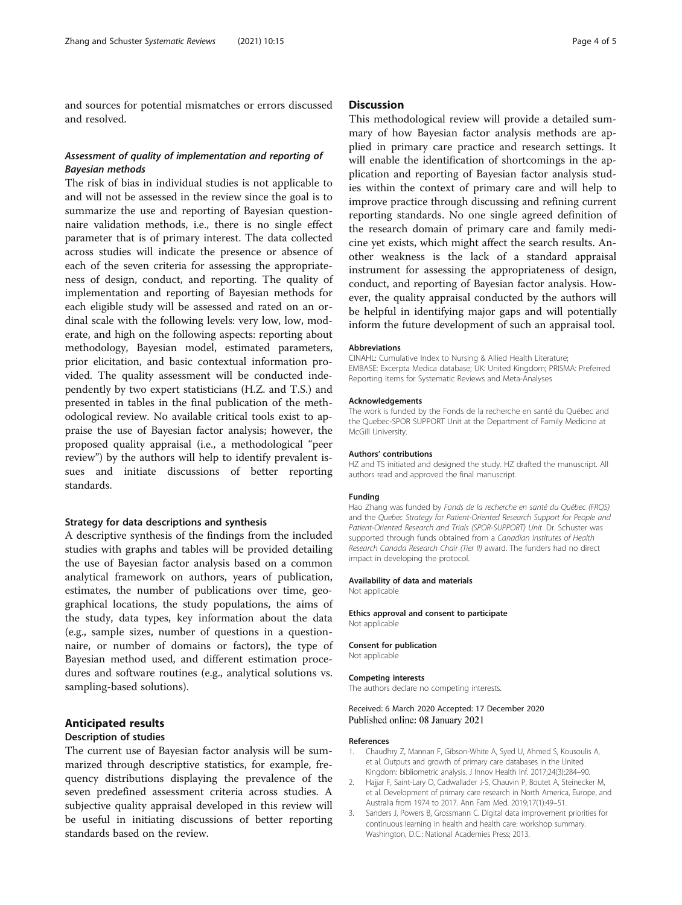and sources for potential mismatches or errors discussed and resolved.

#### *Assessment of quality of implementation and reporting of Bayesian methods*

The risk of bias in individual studies is not applicable to and will not be assessed in the review since the goal is to summarize the use and reporting of Bayesian questionnaire validation methods, i.e., there is no single effect parameter that is of primary interest. The data collected across studies will indicate the presence or absence of each of the seven criteria for assessing the appropriateness of design, conduct, and reporting. The quality of implementation and reporting of Bayesian methods for each eligible study will be assessed and rated on an ordinal scale with the following levels: very low, low, moderate, and high on the following aspects: reporting about methodology, Bayesian model, estimated parameters, prior elicitation, and basic contextual information provided. The quality assessment will be conducted independently by two expert statisticians (H.Z. and T.S.) and presented in tables in the final publication of the methodological review. No available critical tools exist to appraise the use of Bayesian factor analysis; however, the proposed quality appraisal (i.e., a methodological "peer review") by the authors will help to identify prevalent issues and initiate discussions of better reporting standards.

### Strategy for data descriptions and synthesis

A descriptive synthesis of the findings from the included studies with graphs and tables will be provided detailing the use of Bayesian factor analysis based on a common analytical framework on authors, years of publication, estimates, the number of publications over time, geographical locations, the study populations, the aims of the study, data types, key information about the data (e.g., sample sizes, number of questions in a questionnaire, or number of domains or factors), the type of Bayesian method used, and different estimation procedures and software routines (e.g., analytical solutions vs. sampling-based solutions).

## Anticipated results

### Description of studies

The current use of Bayesian factor analysis will be summarized through descriptive statistics, for example, frequency distributions displaying the prevalence of the seven predefined assessment criteria across studies. A subjective quality appraisal developed in this review will be useful in initiating discussions of better reporting standards based on the review.

## Discussion

This methodological review will provide a detailed summary of how Bayesian factor analysis methods are applied in primary care practice and research settings. It will enable the identification of shortcomings in the application and reporting of Bayesian factor analysis studies within the context of primary care and will help to improve practice through discussing and refining current reporting standards. No one single agreed definition of the research domain of primary care and family medicine yet exists, which might affect the search results. Another weakness is the lack of a standard appraisal instrument for assessing the appropriateness of design, conduct, and reporting of Bayesian factor analysis. However, the quality appraisal conducted by the authors will be helpful in identifying major gaps and will potentially inform the future development of such an appraisal tool.

#### Abbreviations

CINAHL: Cumulative Index to Nursing & Allied Health Literature; EMBASE: Excerpta Medica database; UK: United Kingdom; PRISMA: Preferred Reporting Items for Systematic Reviews and Meta-Analyses

#### Acknowledgements

The work is funded by the Fonds de la recherche en santé du Québec and the Quebec-SPOR SUPPORT Unit at the Department of Family Medicine at McGill University.

#### Authors' contributions

HZ and TS initiated and designed the study. HZ drafted the manuscript. All authors read and approved the final manuscript.

#### Funding

Hao Zhang was funded by *Fonds de la recherche en santé du Québec (FRQS)* and the *Quebec Strategy for Patient-Oriented Research Support for People and Patient-Oriented Research and Trials (SPOR-SUPPORT) Unit*. Dr. Schuster was supported through funds obtained from a *Canadian Institutes of Health Research Canada Research Chair (Tier II)* award. The funders had no direct impact in developing the protocol.

#### Availability of data and materials

Not applicable

#### Ethics approval and consent to participate

Not applicable

#### Consent for publication

Not applicable

#### Competing interests

The authors declare no competing interests.

Received: 6 March 2020 Accepted: 17 December 2020
Published online: 08 January 2021

#### References

1. Chaudhry Z, Mannan F, Gibson-White A, Syed U, Ahmed S, Kousoulis A, et al. Outputs and growth of primary care databases in the United Kingdom: bibliometric analysis. J Innov Health Inf. 2017;24(3):284–90.
2. Hajjar F, Saint-Lary O, Cadwallader J-S, Chauvin P, Boutet A, Steinecker M, et al. Development of primary care research in North America, Europe, and Australia from 1974 to 2017. Ann Fam Med. 2019;17(1):49–51.
3. Sanders J, Powers B, Grossmann C. Digital data improvement priorities for continuous learning in health and health care: workshop summary. Washington, D.C.: National Academies Press; 2013.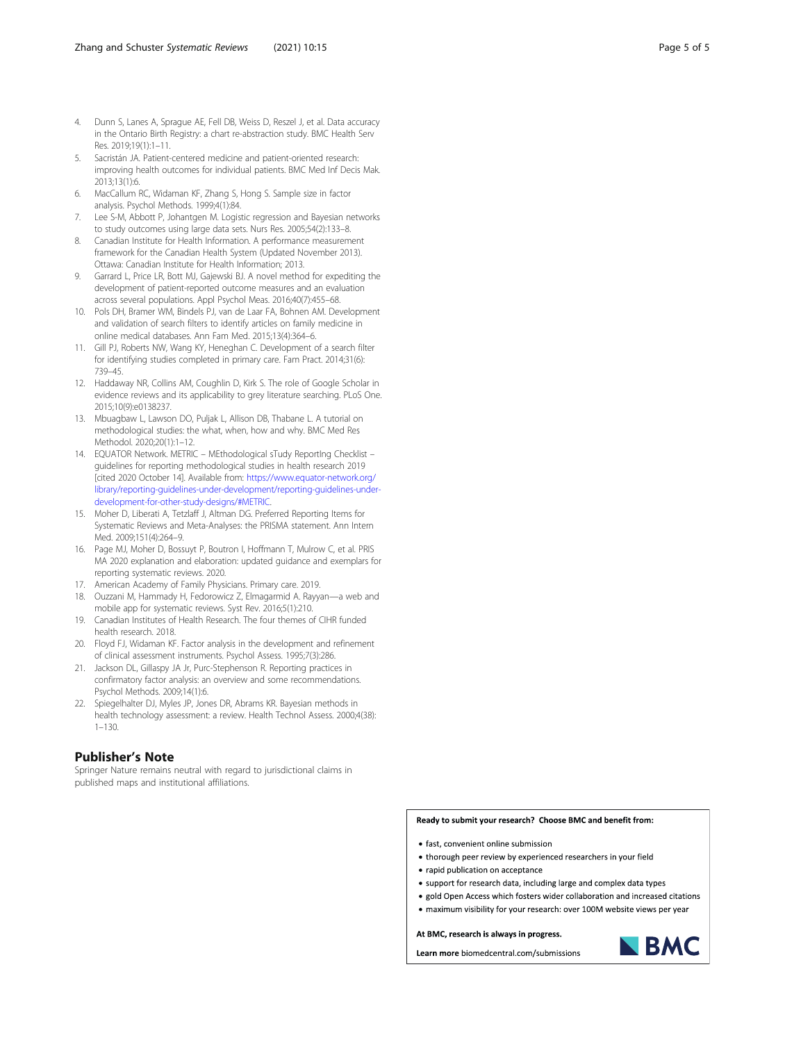4. Dunn S, Lanes A, Sprague AE, Fell DB, Weiss D, Reszel J, et al. Data accuracy in the Ontario Birth Registry: a chart re-abstraction study. BMC Health Serv Res. 2019;19(1):1–11.
5. Sacristán JA. Patient-centered medicine and patient-oriented research: improving health outcomes for individual patients. BMC Med Inf Decis Mak. 2013;13(1):6.
6. MacCallum RC, Widaman KF, Zhang S, Hong S. Sample size in factor analysis. Psychol Methods. 1999;4(1):84.
7. Lee S-M, Abbott P, Johantgen M. Logistic regression and Bayesian networks to study outcomes using large data sets. Nurs Res. 2005;54(2):133–8.
8. Canadian Institute for Health Information. A performance measurement framework for the Canadian Health System (Updated November 2013). Ottawa: Canadian Institute for Health Information; 2013.
9. Garrard L, Price LR, Bott MJ, Gajewski BJ. A novel method for expediting the development of patient-reported outcome measures and an evaluation across several populations. Appl Psychol Meas. 2016;40(7):455–68.
10. Pols DH, Bramer WM, Bindels PJ, van de Laar FA, Bohnen AM. Development and validation of search filters to identify articles on family medicine in online medical databases. Ann Fam Med. 2015;13(4):364–6.
11. Gill PJ, Roberts NW, Wang KY, Heneghan C. Development of a search filter for identifying studies completed in primary care. Fam Pract. 2014;31(6): 739–45.
12. Haddaway NR, Collins AM, Coughlin D, Kirk S. The role of Google Scholar in evidence reviews and its applicability to grey literature searching. PLoS One. 2015;10(9):e0138237.
13. Mbuagbaw L, Lawson DO, Puljak L, Allison DB, Thabane L. A tutorial on methodological studies: the what, when, how and why. BMC Med Res Methodol. 2020;20(1):1–12.
14. EQUATOR Network. METRIC – MEthodological sTudy ReportIng Checklist – guidelines for reporting methodological studies in health research 2019 [cited 2020 October 14]. Available from: https://www.equator-network.org/library/reporting-guidelines-under-development/reporting-guidelines-under-development-for-other-study-designs/#METRIC.
15. Moher D, Liberati A, Tetzlaff J, Altman DG. Preferred Reporting Items for Systematic Reviews and Meta-Analyses: the PRISMA statement. Ann Intern Med. 2009;151(4):264–9.
16. Page MJ, Moher D, Bossuyt P, Boutron I, Hoffmann T, Mulrow C, et al. PRISMA 2020 explanation and elaboration: updated guidance and exemplars for reporting systematic reviews. 2020.
17. American Academy of Family Physicians. Primary care. 2019.
18. Ouzzani M, Hammady H, Fedorowicz Z, Elmagarmid A. Rayyan—a web and mobile app for systematic reviews. Syst Rev. 2016;5(1):210.
19. Canadian Institutes of Health Research. The four themes of CIHR funded health research. 2018.
20. Floyd FJ, Widaman KF. Factor analysis in the development and refinement of clinical assessment instruments. Psychol Assess. 1995;7(3):286.
21. Jackson DL, Gillaspy JA Jr, Purc-Stephenson R. Reporting practices in confirmatory factor analysis: an overview and some recommendations. Psychol Methods. 2009;14(1):6.
22. Spiegelhalter DJ, Myles JP, Jones DR, Abrams KR. Bayesian methods in health technology assessment: a review. Health Technol Assess. 2000;4(38): 1–130.

## Publisher's Note

Springer Nature remains neutral with regard to jurisdictional claims in published maps and institutional affiliations.

**Ready to submit your research? Choose BMC and benefit from:**

- fast, convenient online submission
- thorough peer review by experienced researchers in your field
- rapid publication on acceptance
- support for research data, including large and complex data types
- gold Open Access which fosters wider collaboration and increased citations
- maximum visibility for your research: over 100M website views per year

**At BMC, research is always in progress.**

**Learn more** biomedcentral.com/submissions

BMC